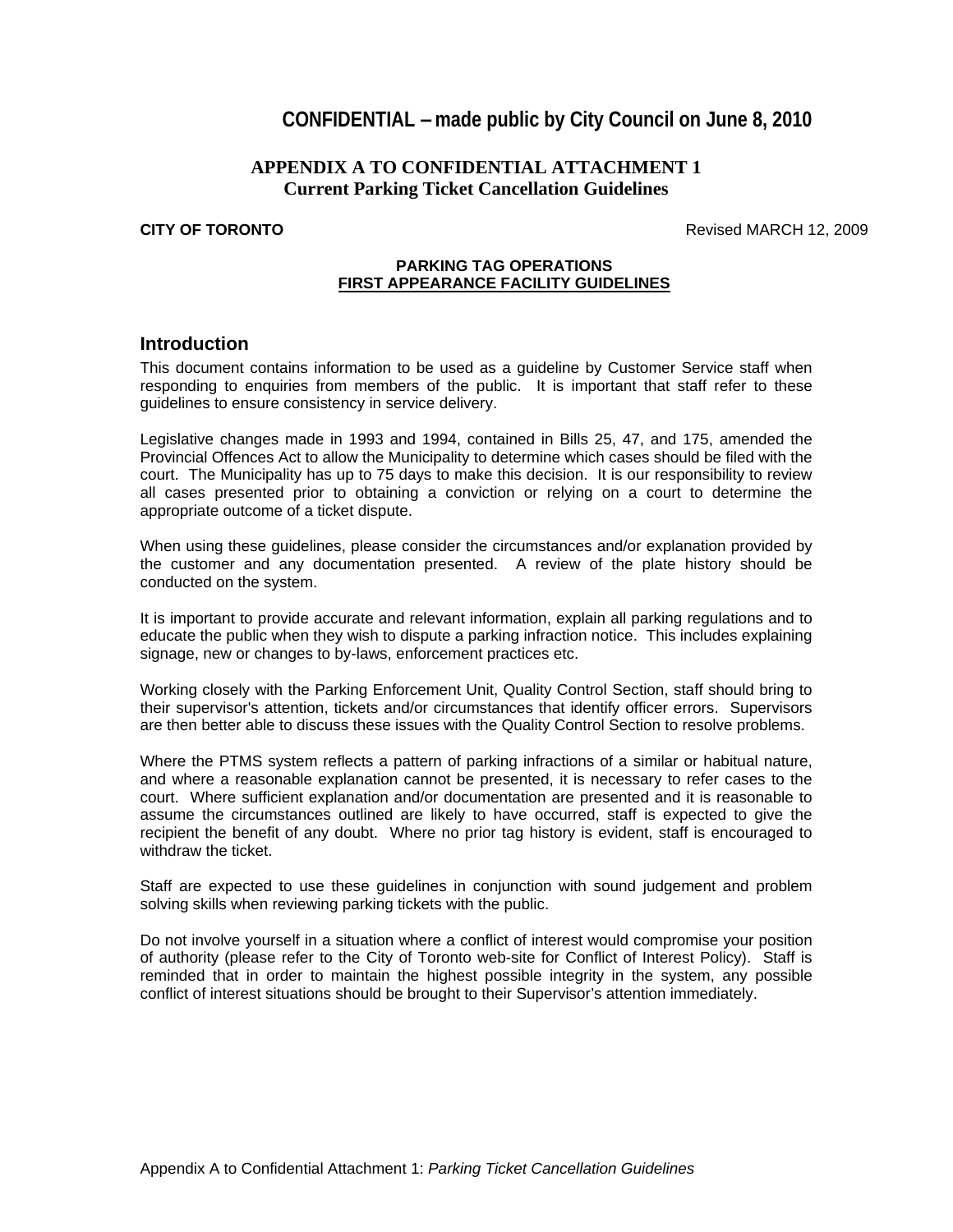**CONFIDENTIAL – made public by City Council on June 8, 2010**

**APPENDIX A TO CONFIDENTIAL ATTACHMENT 1**
**Current Parking Ticket Cancellation Guidelines**

**CITY OF TORONTO** Revised MARCH 12, 2009

**PARKING TAG OPERATIONS**
**FIRST APPEARANCE FACILITY GUIDELINES**

## Introduction

This document contains information to be used as a guideline by Customer Service staff when responding to enquiries from members of the public. It is important that staff refer to these guidelines to ensure consistency in service delivery.

Legislative changes made in 1993 and 1994, contained in Bills 25, 47, and 175, amended the Provincial Offences Act to allow the Municipality to determine which cases should be filed with the court. The Municipality has up to 75 days to make this decision. It is our responsibility to review all cases presented prior to obtaining a conviction or relying on a court to determine the appropriate outcome of a ticket dispute.

When using these guidelines, please consider the circumstances and/or explanation provided by the customer and any documentation presented. A review of the plate history should be conducted on the system.

It is important to provide accurate and relevant information, explain all parking regulations and to educate the public when they wish to dispute a parking infraction notice. This includes explaining signage, new or changes to by-laws, enforcement practices etc.

Working closely with the Parking Enforcement Unit, Quality Control Section, staff should bring to their supervisor's attention, tickets and/or circumstances that identify officer errors. Supervisors are then better able to discuss these issues with the Quality Control Section to resolve problems.

Where the PTMS system reflects a pattern of parking infractions of a similar or habitual nature, and where a reasonable explanation cannot be presented, it is necessary to refer cases to the court. Where sufficient explanation and/or documentation are presented and it is reasonable to assume the circumstances outlined are likely to have occurred, staff is expected to give the recipient the benefit of any doubt. Where no prior tag history is evident, staff is encouraged to withdraw the ticket.

Staff are expected to use these guidelines in conjunction with sound judgement and problem solving skills when reviewing parking tickets with the public.

Do not involve yourself in a situation where a conflict of interest would compromise your position of authority (please refer to the City of Toronto web-site for Conflict of Interest Policy). Staff is reminded that in order to maintain the highest possible integrity in the system, any possible conflict of interest situations should be brought to their Supervisor's attention immediately.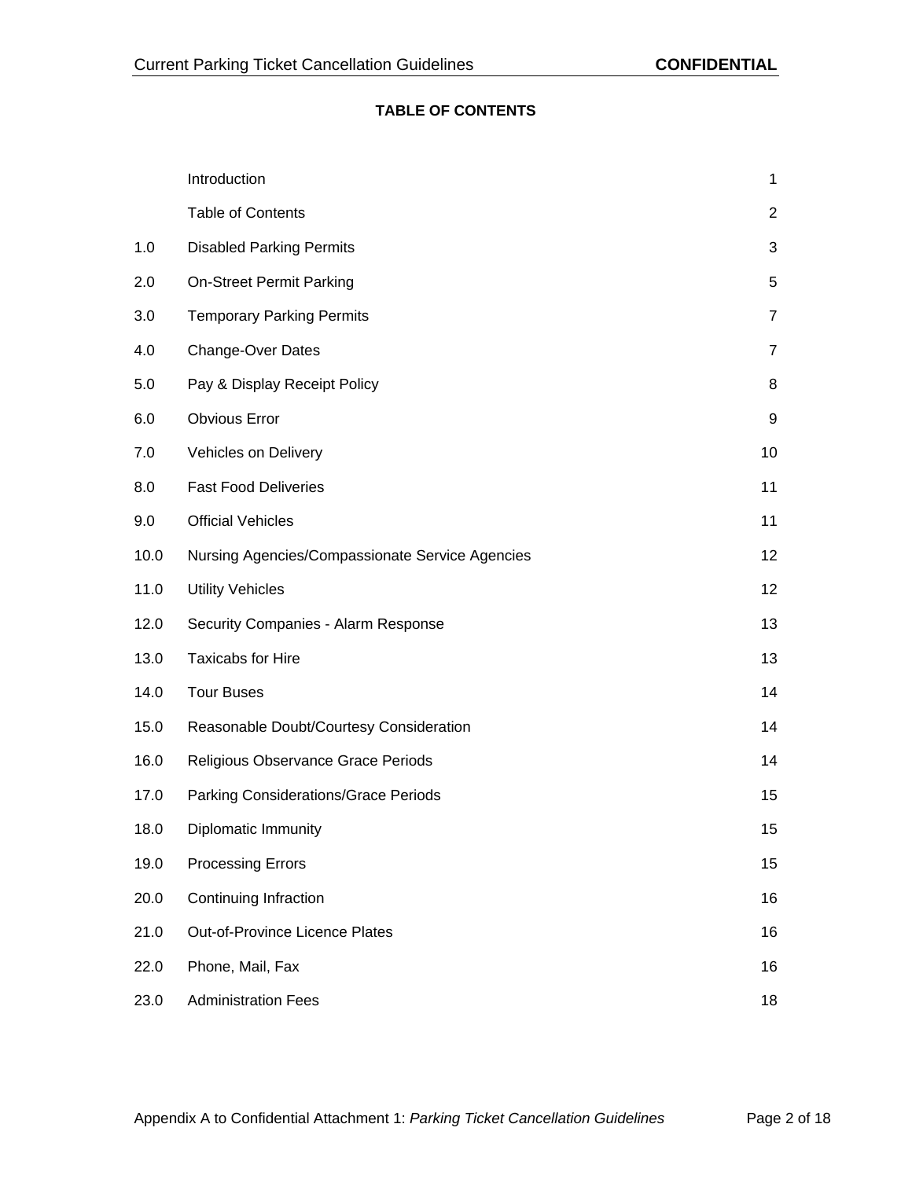# TABLE OF CONTENTS

| | | |
|---|---|---|
| | Introduction | 1 |
| | Table of Contents | 2 |
| 1.0 | Disabled Parking Permits | 3 |
| 2.0 | On-Street Permit Parking | 5 |
| 3.0 | Temporary Parking Permits | 7 |
| 4.0 | Change-Over Dates | 7 |
| 5.0 | Pay & Display Receipt Policy | 8 |
| 6.0 | Obvious Error | 9 |
| 7.0 | Vehicles on Delivery | 10 |
| 8.0 | Fast Food Deliveries | 11 |
| 9.0 | Official Vehicles | 11 |
| 10.0 | Nursing Agencies/Compassionate Service Agencies | 12 |
| 11.0 | Utility Vehicles | 12 |
| 12.0 | Security Companies - Alarm Response | 13 |
| 13.0 | Taxicabs for Hire | 13 |
| 14.0 | Tour Buses | 14 |
| 15.0 | Reasonable Doubt/Courtesy Consideration | 14 |
| 16.0 | Religious Observance Grace Periods | 14 |
| 17.0 | Parking Considerations/Grace Periods | 15 |
| 18.0 | Diplomatic Immunity | 15 |
| 19.0 | Processing Errors | 15 |
| 20.0 | Continuing Infraction | 16 |
| 21.0 | Out-of-Province Licence Plates | 16 |
| 22.0 | Phone, Mail, Fax | 16 |
| 23.0 | Administration Fees | 18 |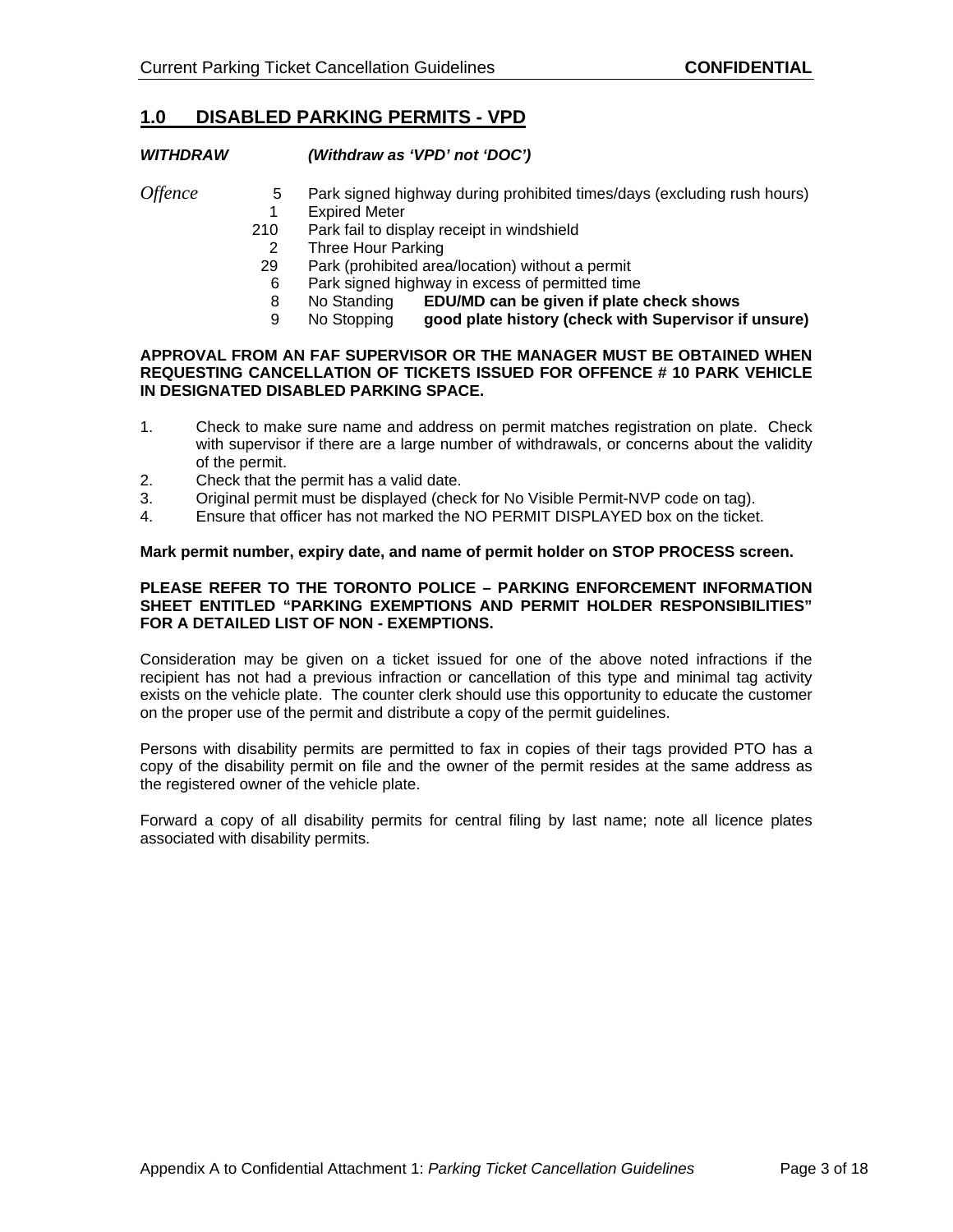## 1.0 DISABLED PARKING PERMITS - VPD

***WITHDRAW*** ***(Withdraw as 'VPD' not 'DOC')***

| *Offence* | | |
|---|---|---|
| | 5 | Park signed highway during prohibited times/days (excluding rush hours) |
| | 1 | Expired Meter |
| | 210 | Park fail to display receipt in windshield |
| | 2 | Three Hour Parking |
| | 29 | Park (prohibited area/location) without a permit |
| | 6 | Park signed highway in excess of permitted time |
| | 8 | No Standing **EDU/MD can be given if plate check shows** |
| | 9 | No Stopping **good plate history (check with Supervisor if unsure)** |

**APPROVAL FROM AN FAF SUPERVISOR OR THE MANAGER MUST BE OBTAINED WHEN REQUESTING CANCELLATION OF TICKETS ISSUED FOR OFFENCE # 10 PARK VEHICLE IN DESIGNATED DISABLED PARKING SPACE.**

1. Check to make sure name and address on permit matches registration on plate. Check with supervisor if there are a large number of withdrawals, or concerns about the validity of the permit.
2. Check that the permit has a valid date.
3. Original permit must be displayed (check for No Visible Permit-NVP code on tag).
4. Ensure that officer has not marked the NO PERMIT DISPLAYED box on the ticket.

**Mark permit number, expiry date, and name of permit holder on STOP PROCESS screen.**

**PLEASE REFER TO THE TORONTO POLICE – PARKING ENFORCEMENT INFORMATION SHEET ENTITLED "PARKING EXEMPTIONS AND PERMIT HOLDER RESPONSIBILITIES" FOR A DETAILED LIST OF NON - EXEMPTIONS.**

Consideration may be given on a ticket issued for one of the above noted infractions if the recipient has not had a previous infraction or cancellation of this type and minimal tag activity exists on the vehicle plate. The counter clerk should use this opportunity to educate the customer on the proper use of the permit and distribute a copy of the permit guidelines.

Persons with disability permits are permitted to fax in copies of their tags provided PTO has a copy of the disability permit on file and the owner of the permit resides at the same address as the registered owner of the vehicle plate.

Forward a copy of all disability permits for central filing by last name; note all licence plates associated with disability permits.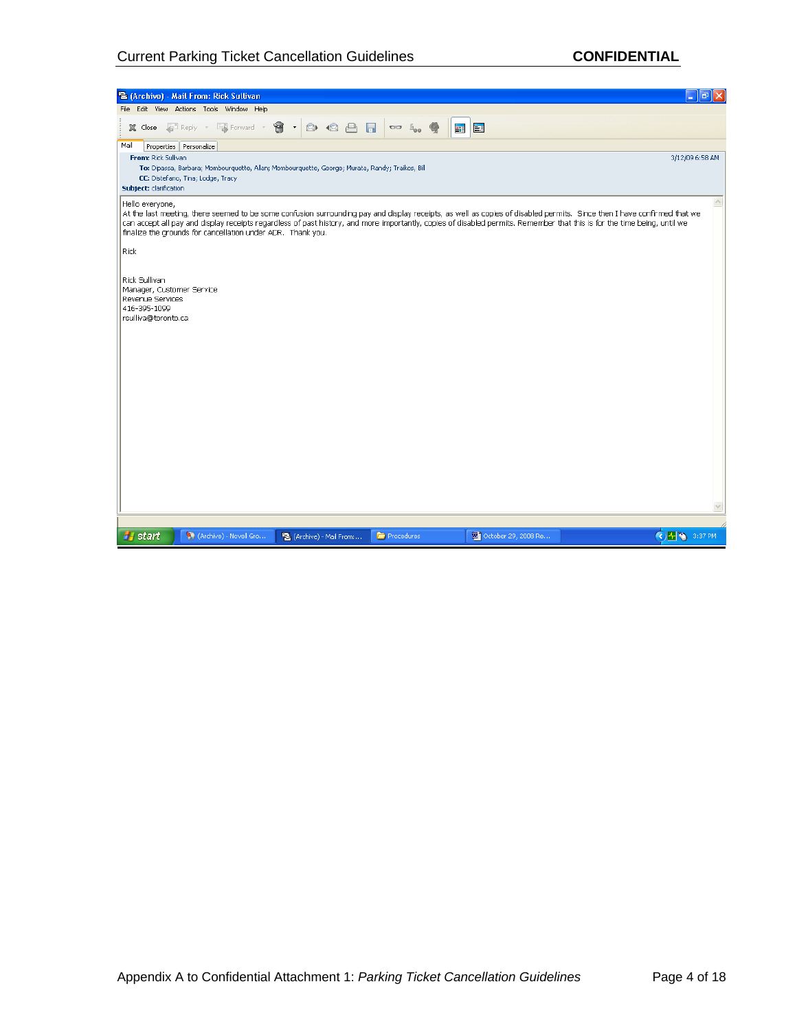From: Rick Sullivan

To: Dipassa, Barbara; Mombourquette, Alan; Mombourquette, George; Murata, Randy; Traikos, Bill

CC: Distefano, Tina; Lodge, Tracy

Subject: clarification

3/12/09 6:58 AM

Hello everyone,

At the last meeting, there seemed to be some confusion surrounding pay and display receipts, as well as copies of disabled permits. Since then I have confirmed that we can accept all pay and display receipts regardless of past history, and more importantly, copies of disabled permits. Remember that this is for the time being, until we finalize the grounds for cancellation under ADR. Thank you.

Rick

Rick Sullivan
Manager, Customer Service
Revenue Services
416-395-1099
rsulliva@toronto.ca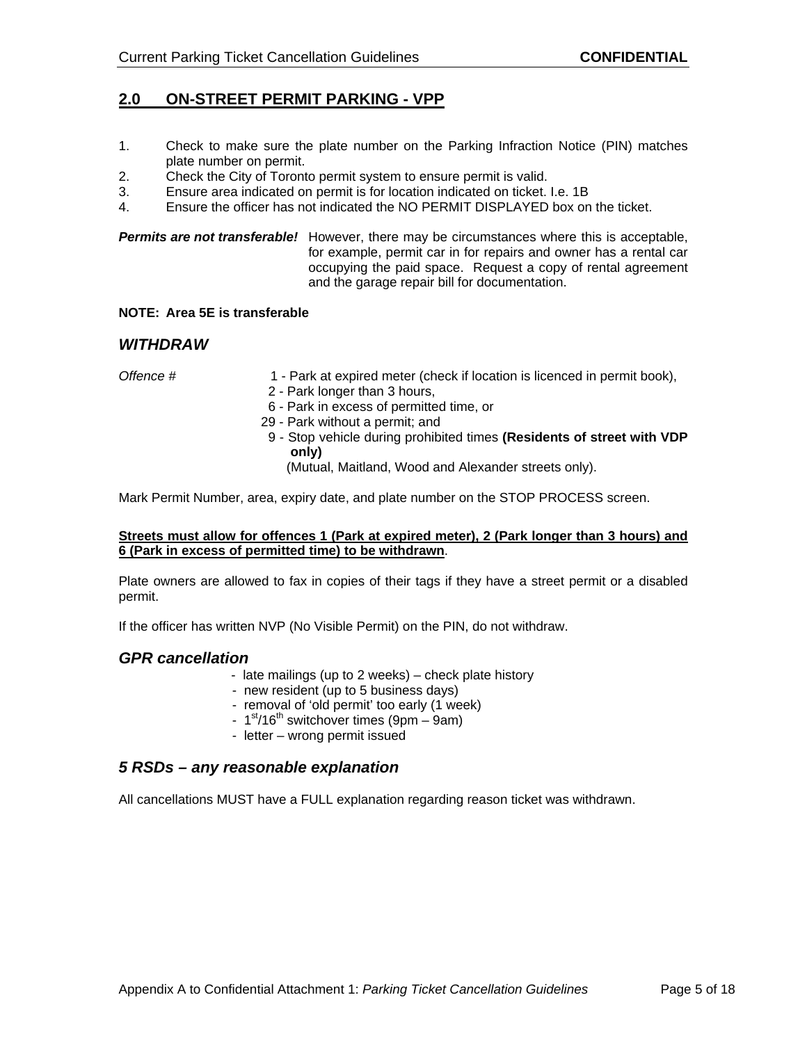## 2.0 ON-STREET PERMIT PARKING - VPP

1. Check to make sure the plate number on the Parking Infraction Notice (PIN) matches plate number on permit.
2. Check the City of Toronto permit system to ensure permit is valid.
3. Ensure area indicated on permit is for location indicated on ticket. I.e. 1B
4. Ensure the officer has not indicated the NO PERMIT DISPLAYED box on the ticket.

***Permits are not transferable!*** However, there may be circumstances where this is acceptable, for example, permit car in for repairs and owner has a rental car occupying the paid space. Request a copy of rental agreement and the garage repair bill for documentation.

**NOTE: Area 5E is transferable**

### *WITHDRAW*

*Offence #*

1 - Park at expired meter (check if location is licenced in permit book),
2 - Park longer than 3 hours,
6 - Park in excess of permitted time, or
29 - Park without a permit; and
9 - Stop vehicle during prohibited times **(Residents of street with VDP only)**
(Mutual, Maitland, Wood and Alexander streets only).

Mark Permit Number, area, expiry date, and plate number on the STOP PROCESS screen.

**Streets must allow for offences 1 (Park at expired meter), 2 (Park longer than 3 hours) and 6 (Park in excess of permitted time) to be withdrawn**.

Plate owners are allowed to fax in copies of their tags if they have a street permit or a disabled permit.

If the officer has written NVP (No Visible Permit) on the PIN, do not withdraw.

### *GPR cancellation*

- late mailings (up to 2 weeks) – check plate history
- new resident (up to 5 business days)
- removal of 'old permit' too early (1 week)
- 1st/16th switchover times (9pm – 9am)
- letter – wrong permit issued

### *5 RSDs – any reasonable explanation*

All cancellations MUST have a FULL explanation regarding reason ticket was withdrawn.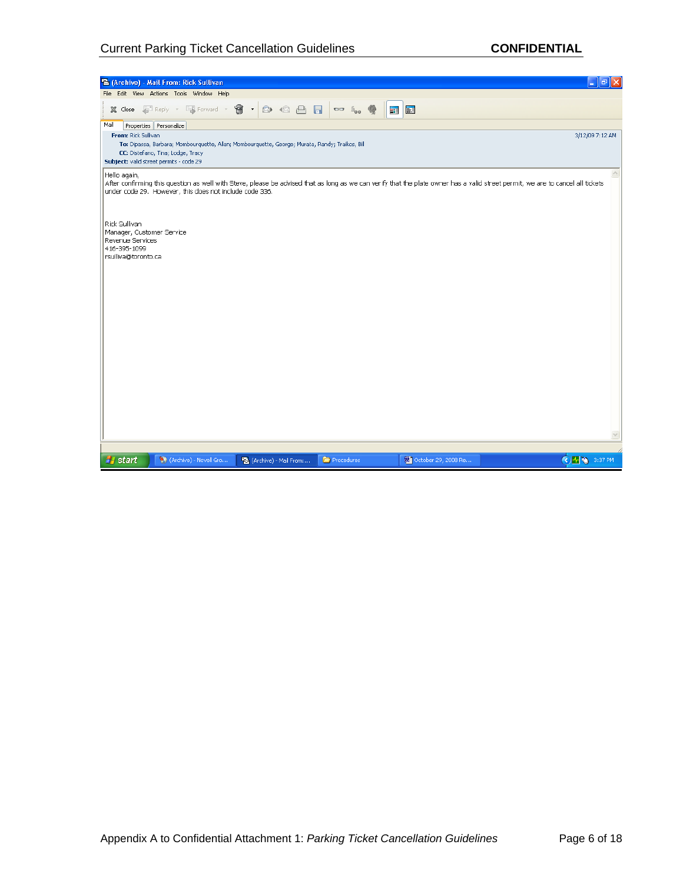(Archivo) - Mail From: Rick Sullivan

**From:** Rick Sullivan 3/12/09 7:12 AM

**To:** Dipassa, Barbara; Mombourquette, Alan; Mombourquette, George; Murata, Randy; Traikos, Bil

**CC:** Distefano, Tina; Lodge, Tracy

**Subject:** valid street permits - code 29

Hello again,

After confirming this question as well with Steve, please be advised that as long as we can verify that the plate owner has a valid street permit, we are to cancel all tickets under code 29. However, this does not include code 335.

Rick Sullivan
Manager, Customer Service
Revenue Services
416-395-1099
rsulliva@toronto.ca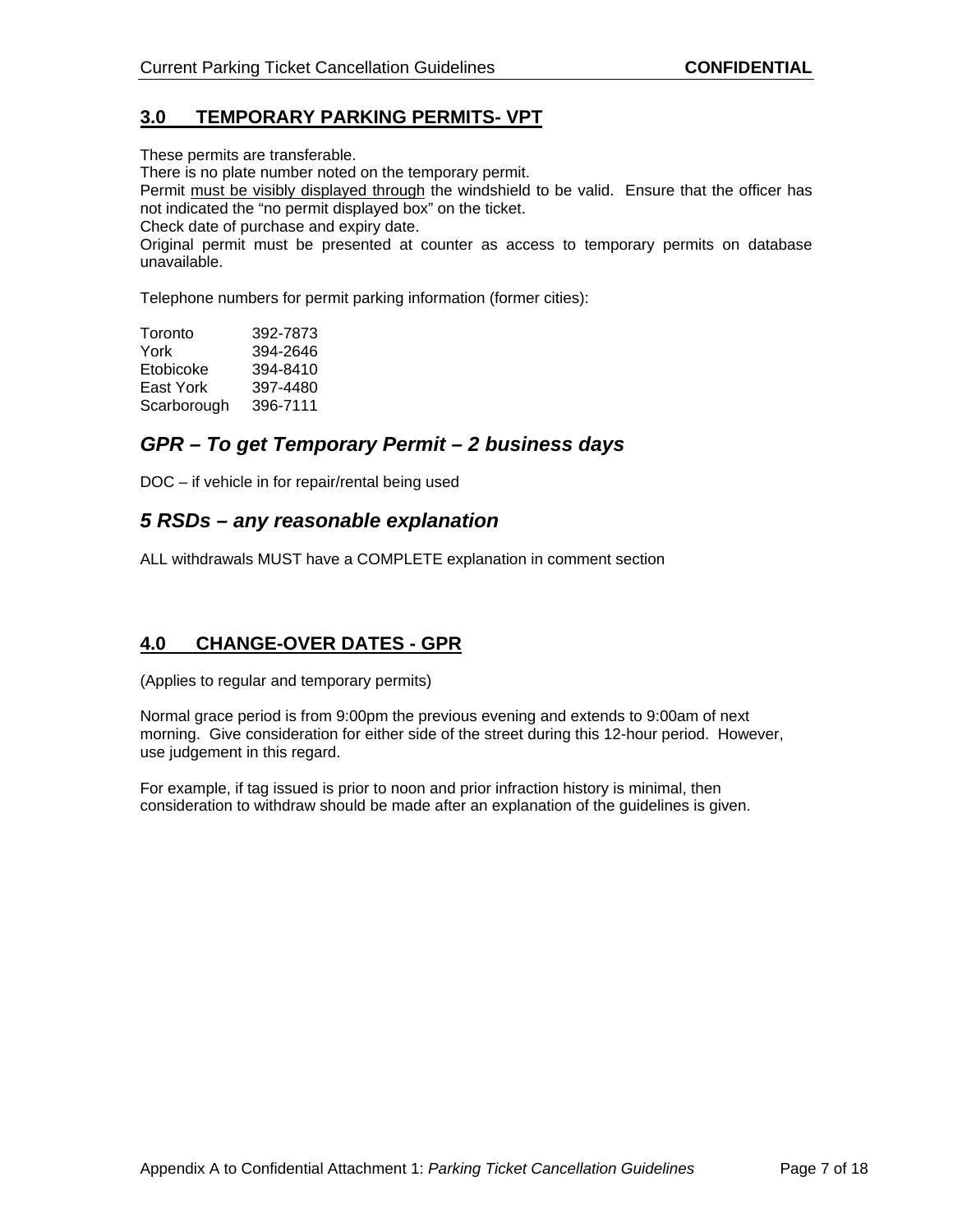## 3.0 TEMPORARY PARKING PERMITS- VPT

These permits are transferable.
There is no plate number noted on the temporary permit.
Permit <u>must be visibly displayed through</u> the windshield to be valid. Ensure that the officer has not indicated the "no permit displayed box" on the ticket.
Check date of purchase and expiry date.
Original permit must be presented at counter as access to temporary permits on database unavailable.

Telephone numbers for permit parking information (former cities):

| | |
|---|---|
| Toronto | 392-7873 |
| York | 394-2646 |
| Etobicoke | 394-8410 |
| East York | 397-4480 |
| Scarborough | 396-7111 |

### *GPR – To get Temporary Permit – 2 business days*

DOC – if vehicle in for repair/rental being used

### *5 RSDs – any reasonable explanation*

ALL withdrawals MUST have a COMPLETE explanation in comment section

## 4.0 CHANGE-OVER DATES - GPR

(Applies to regular and temporary permits)

Normal grace period is from 9:00pm the previous evening and extends to 9:00am of next morning. Give consideration for either side of the street during this 12-hour period. However, use judgement in this regard.

For example, if tag issued is prior to noon and prior infraction history is minimal, then consideration to withdraw should be made after an explanation of the guidelines is given.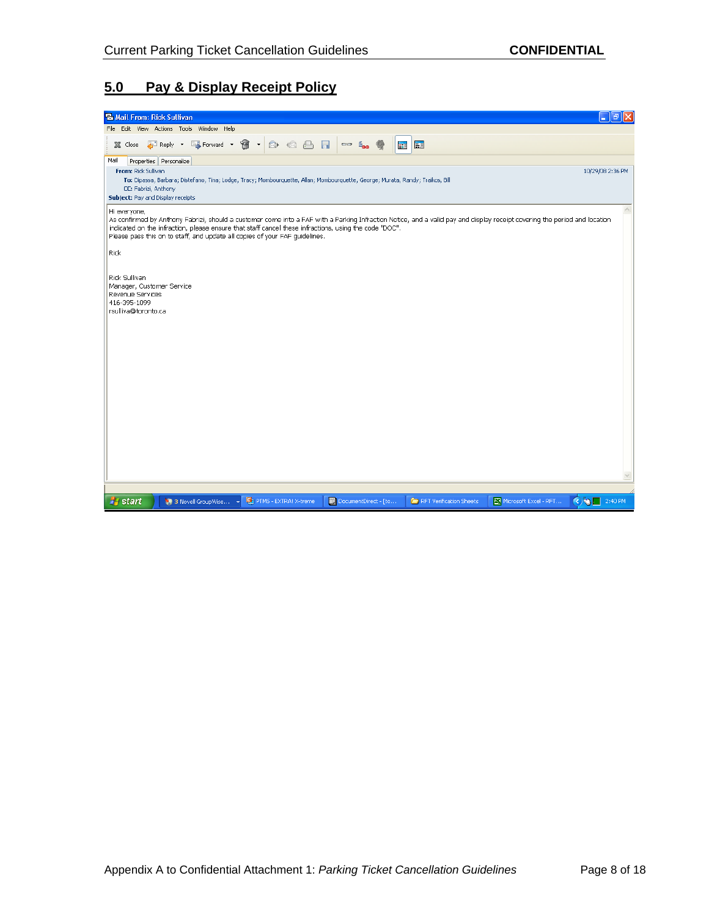## 5.0 Pay & Display Receipt Policy

Mail From: Rick Sullivan

**From:** Rick Sullivan

10/29/08 2:36 PM

**To:** Dipasso, Barbara; Distefano, Tina; Lodge, Tracy; Mombourquette, Allan; Mombourquette, George; Murata, Randy; Traikos, Bill

**CC:** Fabrizi, Anthony

**Subject:** Pay and Display receipts

Hi everyone,

As confirmed by Anthony Fabrizi, should a customer come into a FAF with a Parking Infraction Notice, and a valid pay and display receipt covering the period and location indicated on the infraction, please ensure that staff cancel these infractions, using the code "DOC".

Please pass this on to staff, and update all copies of your FAF guidelines.

Rick

Rick Sullivan
Manager, Customer Service
Revenue Services
416-395-1099
rsulliva@toronto.ca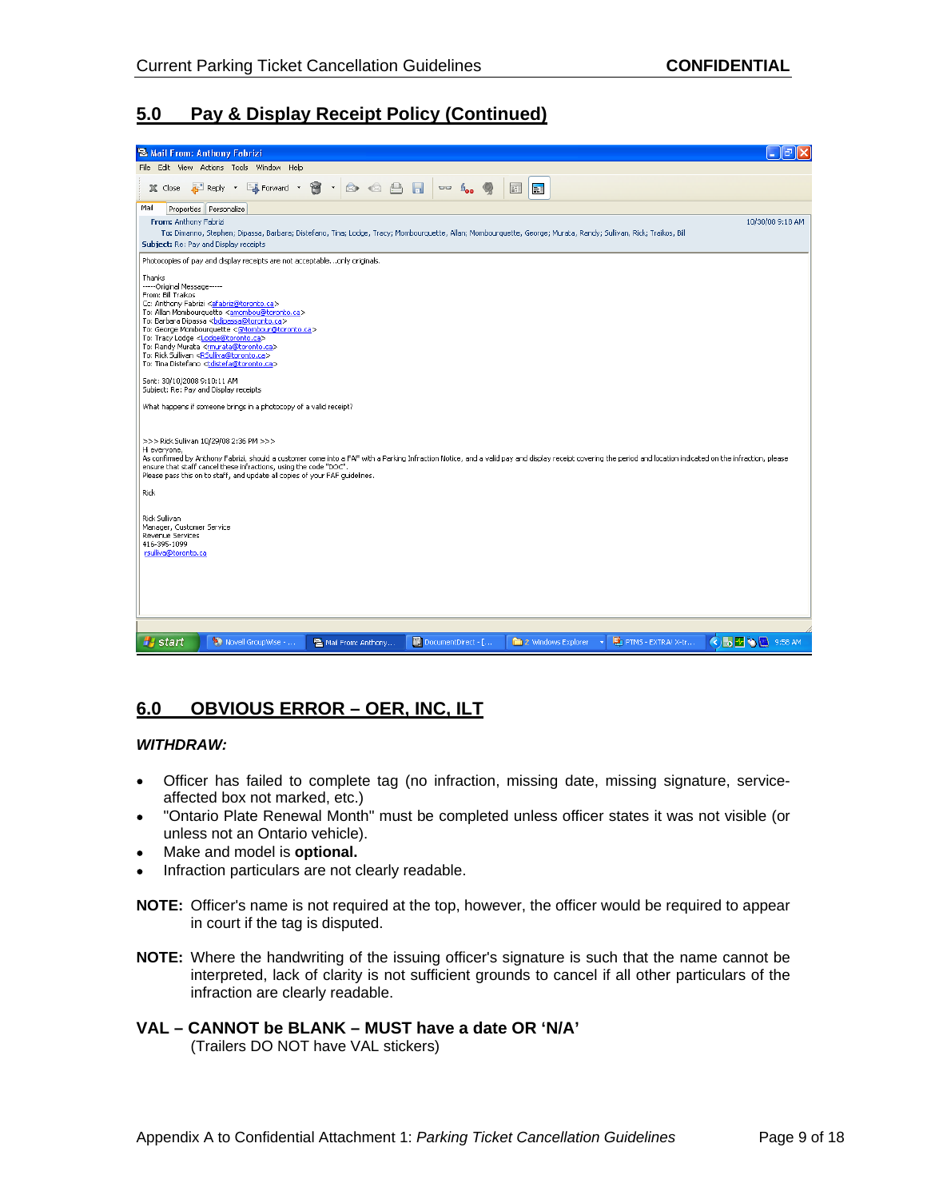## 5.0 Pay & Display Receipt Policy (Continued)

Mail From: Anthony Fabrizi

File Edit View Actions Tools Window Help

Close Reply Forward

Mail Properties Personalize

**From:** Anthony Fabrizi 10/30/08 9:18 AM

**To:** Dimenno, Stephen; Dipassa, Barbara; Distefano, Tina; Lodge, Tracy; Mombourquette, Allan; Mombourquette, George; Murata, Randy; Sullivan, Rick; Traikos, Bill

**Subject:** Re: Pay and Display receipts

Photocopies of pay and display receipts are not acceptable....only originals.

Thanks

-----Original Message-----
From: Bill Traikos
Cc: Anthony Fabrizi <afabrizi@toronto.ca>
To: Allan Mombourquette <amombou@toronto.ca>
To: Barbara Dipassa <bdipassa@toronto.ca>
To: George Mombourquette <GMombour@toronto.ca>
To: Tracy Lodge <tlodge@toronto.ca>
To: Randy Murata <rmurata@toronto.ca>
To: Rick Sullivan <RSulliva@toronto.ca>
To: Tina Distefano <tdistefa@toronto.ca>

Sent: 30/10/2008 9:10:11 AM
Subject: Re: Pay and Display receipts

What happens if someone brings in a photocopy of a valid receipt?

>>> Rick Sullivan 10/29/08 2:36 PM >>>
Hi everyone,
As confirmed by Anthony Fabrizi, should a customer come into a FAF with a Parking Infraction Notice, and a valid pay and display receipt covering the period and location indicated on the infraction, please ensure that staff cancel these infractions, using the code "DOC".
Please pass this on to staff, and update all copies of your FAF guidelines.

Rick

Rick Sullivan
Manager, Customer Service
Revenue Services
416-395-1099
rsulliva@toronto.ca

## 6.0 OBVIOUS ERROR – OER, INC, ILT

***WITHDRAW:***

- Officer has failed to complete tag (no infraction, missing date, missing signature, service-affected box not marked, etc.)
- "Ontario Plate Renewal Month" must be completed unless officer states it was not visible (or unless not an Ontario vehicle).
- Make and model is **optional.**
- Infraction particulars are not clearly readable.

**NOTE:** Officer's name is not required at the top, however, the officer would be required to appear in court if the tag is disputed.

**NOTE:** Where the handwriting of the issuing officer's signature is such that the name cannot be interpreted, lack of clarity is not sufficient grounds to cancel if all other particulars of the infraction are clearly readable.

**VAL – CANNOT be BLANK – MUST have a date OR 'N/A'**
(Trailers DO NOT have VAL stickers)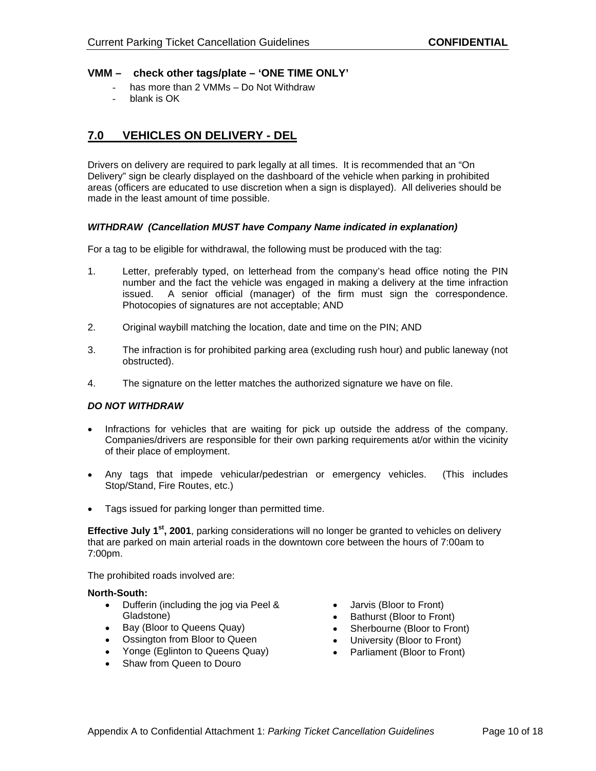**VMM – check other tags/plate – 'ONE TIME ONLY'**

- has more than 2 VMMs – Do Not Withdraw
- blank is OK

## 7.0 VEHICLES ON DELIVERY - DEL

Drivers on delivery are required to park legally at all times. It is recommended that an "On Delivery" sign be clearly displayed on the dashboard of the vehicle when parking in prohibited areas (officers are educated to use discretion when a sign is displayed). All deliveries should be made in the least amount of time possible.

***WITHDRAW (Cancellation MUST have Company Name indicated in explanation)***

For a tag to be eligible for withdrawal, the following must be produced with the tag:

1. Letter, preferably typed, on letterhead from the company's head office noting the PIN number and the fact the vehicle was engaged in making a delivery at the time infraction issued. A senior official (manager) of the firm must sign the correspondence. Photocopies of signatures are not acceptable; AND

2. Original waybill matching the location, date and time on the PIN; AND

3. The infraction is for prohibited parking area (excluding rush hour) and public laneway (not obstructed).

4. The signature on the letter matches the authorized signature we have on file.

***DO NOT WITHDRAW***

- Infractions for vehicles that are waiting for pick up outside the address of the company. Companies/drivers are responsible for their own parking requirements at/or within the vicinity of their place of employment.

- Any tags that impede vehicular/pedestrian or emergency vehicles. (This includes Stop/Stand, Fire Routes, etc.)

- Tags issued for parking longer than permitted time.

**Effective July 1st, 2001**, parking considerations will no longer be granted to vehicles on delivery that are parked on main arterial roads in the downtown core between the hours of 7:00am to 7:00pm.

The prohibited roads involved are:

**North-South:**

- Dufferin (including the jog via Peel & Gladstone)
- Bay (Bloor to Queens Quay)
- Ossington from Bloor to Queen
- Yonge (Eglinton to Queens Quay)
- Shaw from Queen to Douro
- Jarvis (Bloor to Front)
- Bathurst (Bloor to Front)
- Sherbourne (Bloor to Front)
- University (Bloor to Front)
- Parliament (Bloor to Front)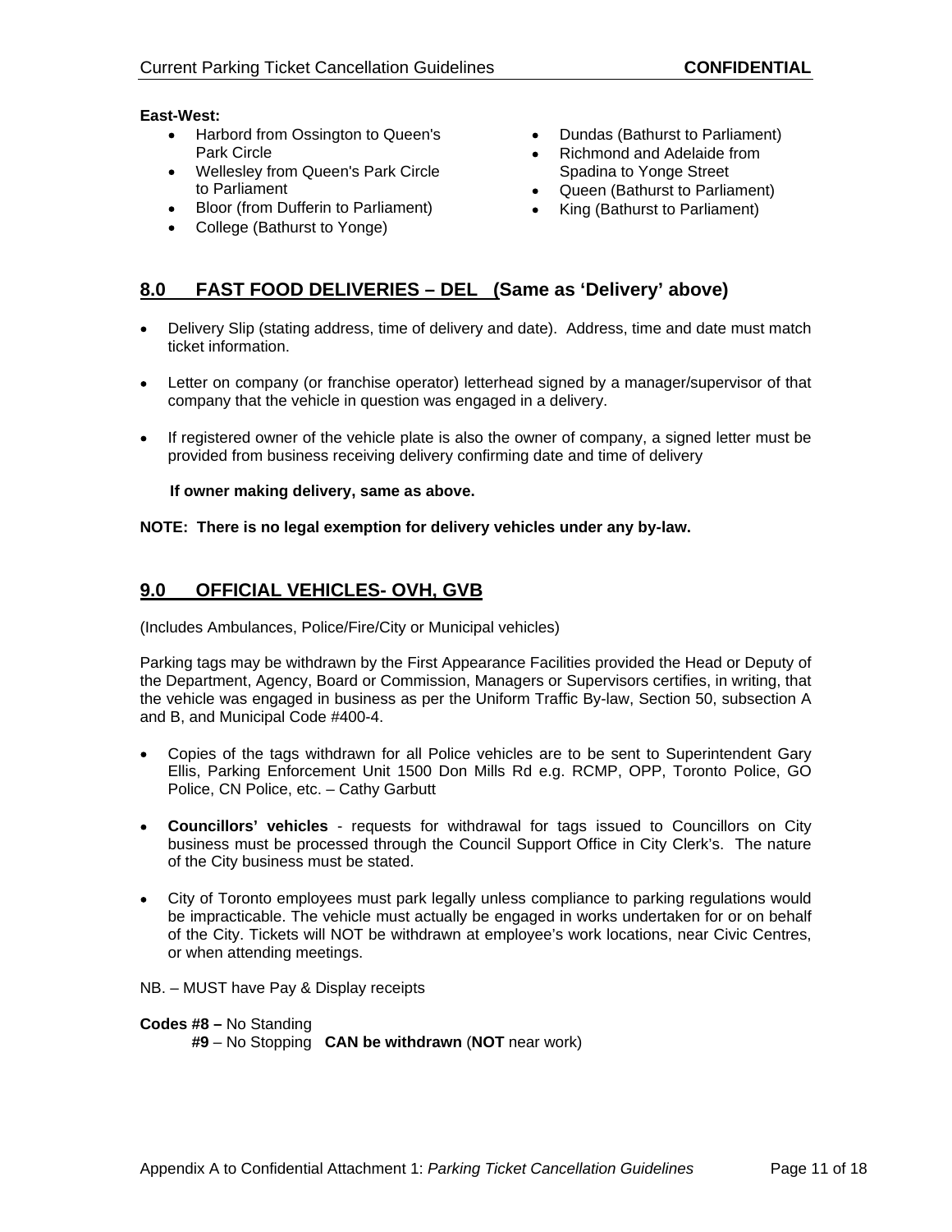**East-West:**

- Harbord from Ossington to Queen's Park Circle
- Wellesley from Queen's Park Circle to Parliament
- Bloor (from Dufferin to Parliament)
- College (Bathurst to Yonge)
- Dundas (Bathurst to Parliament)
- Richmond and Adelaide from Spadina to Yonge Street
- Queen (Bathurst to Parliament)
- King (Bathurst to Parliament)

## 8.0 FAST FOOD DELIVERIES – DEL (Same as 'Delivery' above)

- Delivery Slip (stating address, time of delivery and date). Address, time and date must match ticket information.
- Letter on company (or franchise operator) letterhead signed by a manager/supervisor of that company that the vehicle in question was engaged in a delivery.
- If registered owner of the vehicle plate is also the owner of company, a signed letter must be provided from business receiving delivery confirming date and time of delivery

  **If owner making delivery, same as above.**

**NOTE: There is no legal exemption for delivery vehicles under any by-law.**

## 9.0 OFFICIAL VEHICLES- OVH, GVB

(Includes Ambulances, Police/Fire/City or Municipal vehicles)

Parking tags may be withdrawn by the First Appearance Facilities provided the Head or Deputy of the Department, Agency, Board or Commission, Managers or Supervisors certifies, in writing, that the vehicle was engaged in business as per the Uniform Traffic By-law, Section 50, subsection A and B, and Municipal Code #400-4.

- Copies of the tags withdrawn for all Police vehicles are to be sent to Superintendent Gary Ellis, Parking Enforcement Unit 1500 Don Mills Rd e.g. RCMP, OPP, Toronto Police, GO Police, CN Police, etc. – Cathy Garbutt
- **Councillors' vehicles** - requests for withdrawal for tags issued to Councillors on City business must be processed through the Council Support Office in City Clerk's. The nature of the City business must be stated.
- City of Toronto employees must park legally unless compliance to parking regulations would be impracticable. The vehicle must actually be engaged in works undertaken for or on behalf of the City. Tickets will NOT be withdrawn at employee's work locations, near Civic Centres, or when attending meetings.

NB. – MUST have Pay & Display receipts

**Codes #8 –** No Standing
**#9** – No Stopping **CAN be withdrawn** (**NOT** near work)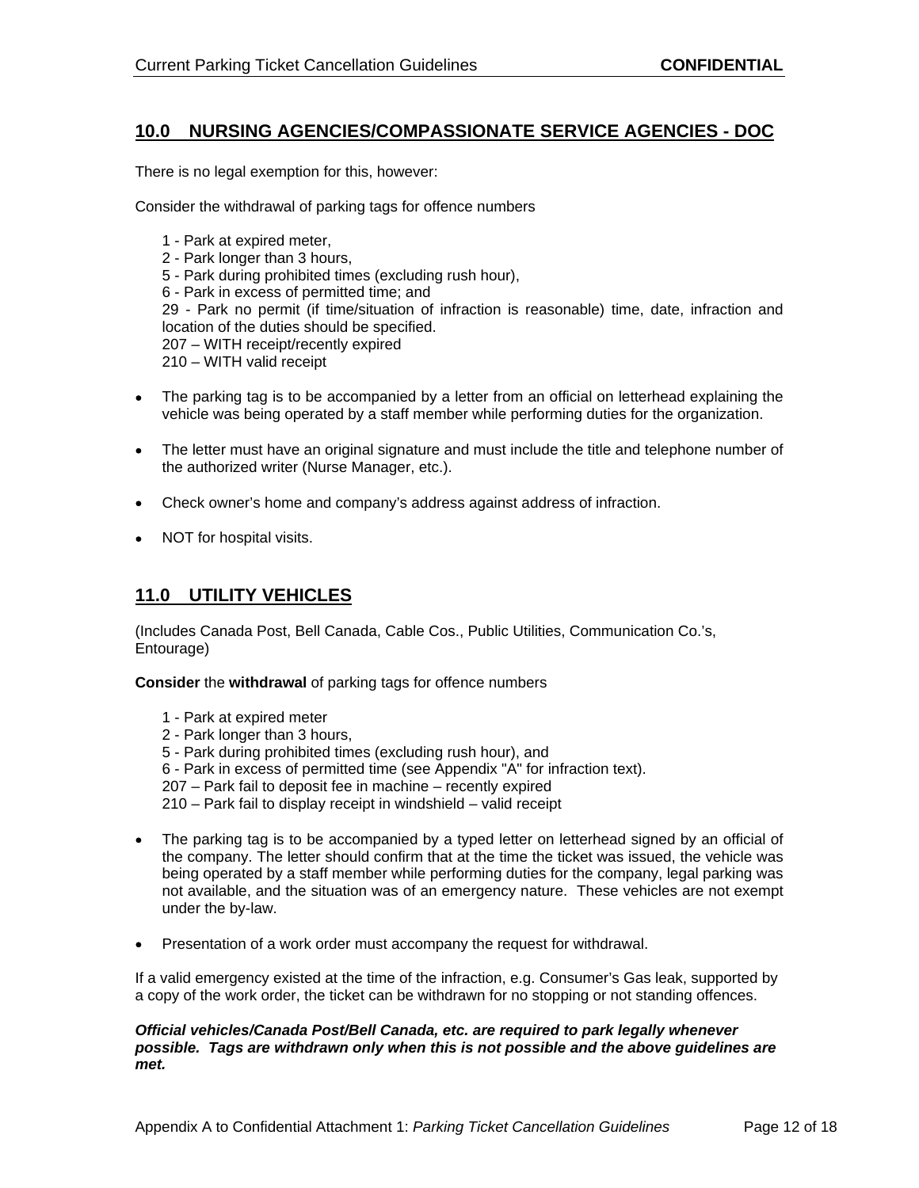## 10.0 NURSING AGENCIES/COMPASSIONATE SERVICE AGENCIES - DOC

There is no legal exemption for this, however:

Consider the withdrawal of parking tags for offence numbers

1 - Park at expired meter,
2 - Park longer than 3 hours,
5 - Park during prohibited times (excluding rush hour),
6 - Park in excess of permitted time; and
29 - Park no permit (if time/situation of infraction is reasonable) time, date, infraction and location of the duties should be specified.
207 – WITH receipt/recently expired
210 – WITH valid receipt

- The parking tag is to be accompanied by a letter from an official on letterhead explaining the vehicle was being operated by a staff member while performing duties for the organization.
- The letter must have an original signature and must include the title and telephone number of the authorized writer (Nurse Manager, etc.).
- Check owner's home and company's address against address of infraction.
- NOT for hospital visits.

## 11.0 UTILITY VEHICLES

(Includes Canada Post, Bell Canada, Cable Cos., Public Utilities, Communication Co.'s, Entourage)

**Consider** the **withdrawal** of parking tags for offence numbers

1 - Park at expired meter
2 - Park longer than 3 hours,
5 - Park during prohibited times (excluding rush hour), and
6 - Park in excess of permitted time (see Appendix "A" for infraction text).
207 – Park fail to deposit fee in machine – recently expired
210 – Park fail to display receipt in windshield – valid receipt

- The parking tag is to be accompanied by a typed letter on letterhead signed by an official of the company. The letter should confirm that at the time the ticket was issued, the vehicle was being operated by a staff member while performing duties for the company, legal parking was not available, and the situation was of an emergency nature. These vehicles are not exempt under the by-law.
- Presentation of a work order must accompany the request for withdrawal.

If a valid emergency existed at the time of the infraction, e.g. Consumer's Gas leak, supported by a copy of the work order, the ticket can be withdrawn for no stopping or not standing offences.

***Official vehicles/Canada Post/Bell Canada, etc. are required to park legally whenever possible. Tags are withdrawn only when this is not possible and the above guidelines are met.***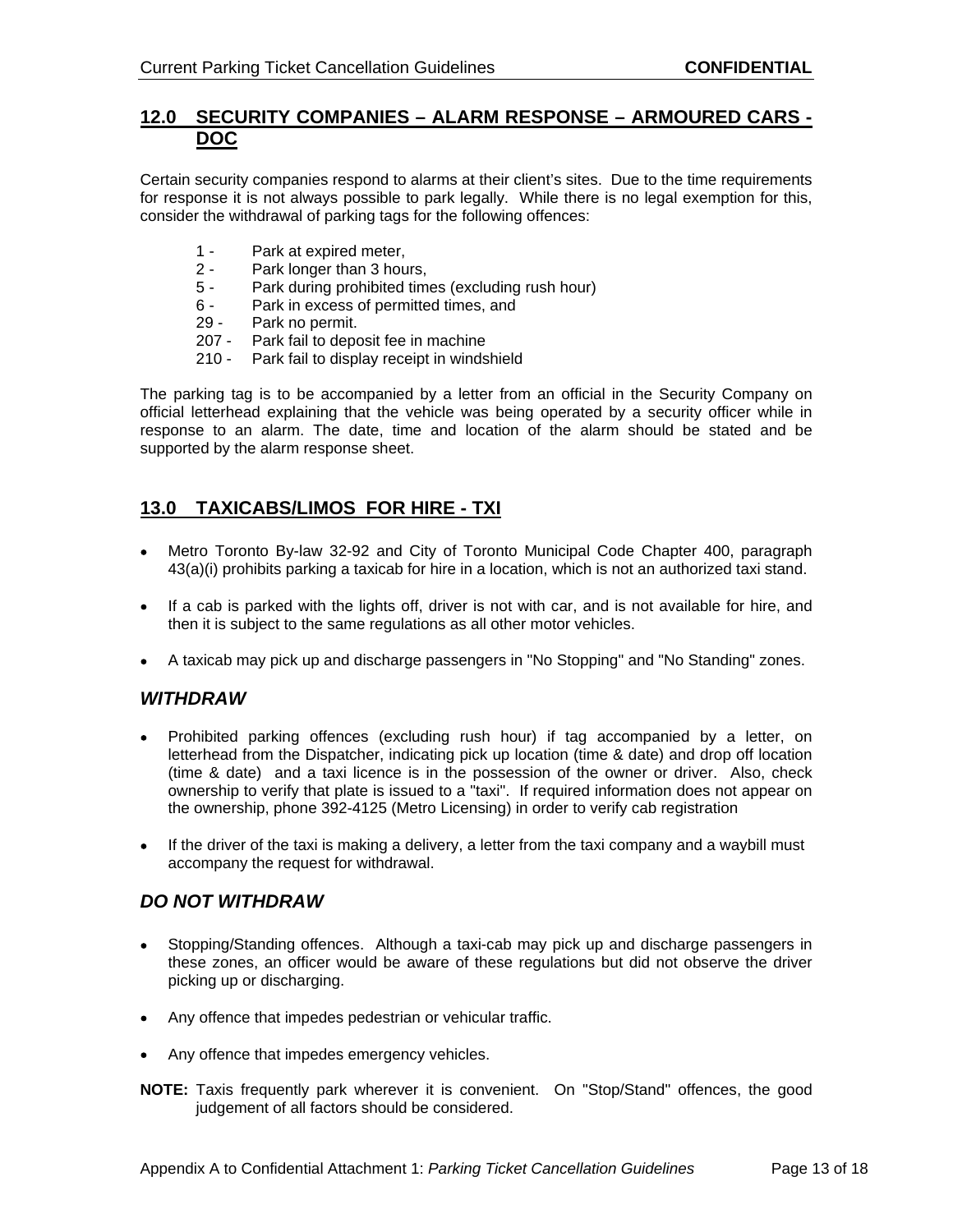## 12.0 SECURITY COMPANIES – ALARM RESPONSE – ARMOURED CARS - DOC

Certain security companies respond to alarms at their client's sites. Due to the time requirements for response it is not always possible to park legally. While there is no legal exemption for this, consider the withdrawal of parking tags for the following offences:

- 1 - Park at expired meter,
- 2 - Park longer than 3 hours,
- 5 - Park during prohibited times (excluding rush hour)
- 6 - Park in excess of permitted times, and
- 29 - Park no permit.
- 207 - Park fail to deposit fee in machine
- 210 - Park fail to display receipt in windshield

The parking tag is to be accompanied by a letter from an official in the Security Company on official letterhead explaining that the vehicle was being operated by a security officer while in response to an alarm. The date, time and location of the alarm should be stated and be supported by the alarm response sheet.

## 13.0 TAXICABS/LIMOS FOR HIRE - TXI

- Metro Toronto By-law 32-92 and City of Toronto Municipal Code Chapter 400, paragraph 43(a)(i) prohibits parking a taxicab for hire in a location, which is not an authorized taxi stand.
- If a cab is parked with the lights off, driver is not with car, and is not available for hire, and then it is subject to the same regulations as all other motor vehicles.
- A taxicab may pick up and discharge passengers in "No Stopping" and "No Standing" zones.

### *WITHDRAW*

- Prohibited parking offences (excluding rush hour) if tag accompanied by a letter, on letterhead from the Dispatcher, indicating pick up location (time & date) and drop off location (time & date) and a taxi licence is in the possession of the owner or driver. Also, check ownership to verify that plate is issued to a "taxi". If required information does not appear on the ownership, phone 392-4125 (Metro Licensing) in order to verify cab registration
- If the driver of the taxi is making a delivery, a letter from the taxi company and a waybill must accompany the request for withdrawal.

### *DO NOT WITHDRAW*

- Stopping/Standing offences. Although a taxi-cab may pick up and discharge passengers in these zones, an officer would be aware of these regulations but did not observe the driver picking up or discharging.
- Any offence that impedes pedestrian or vehicular traffic.
- Any offence that impedes emergency vehicles.

**NOTE:** Taxis frequently park wherever it is convenient. On "Stop/Stand" offences, the good judgement of all factors should be considered.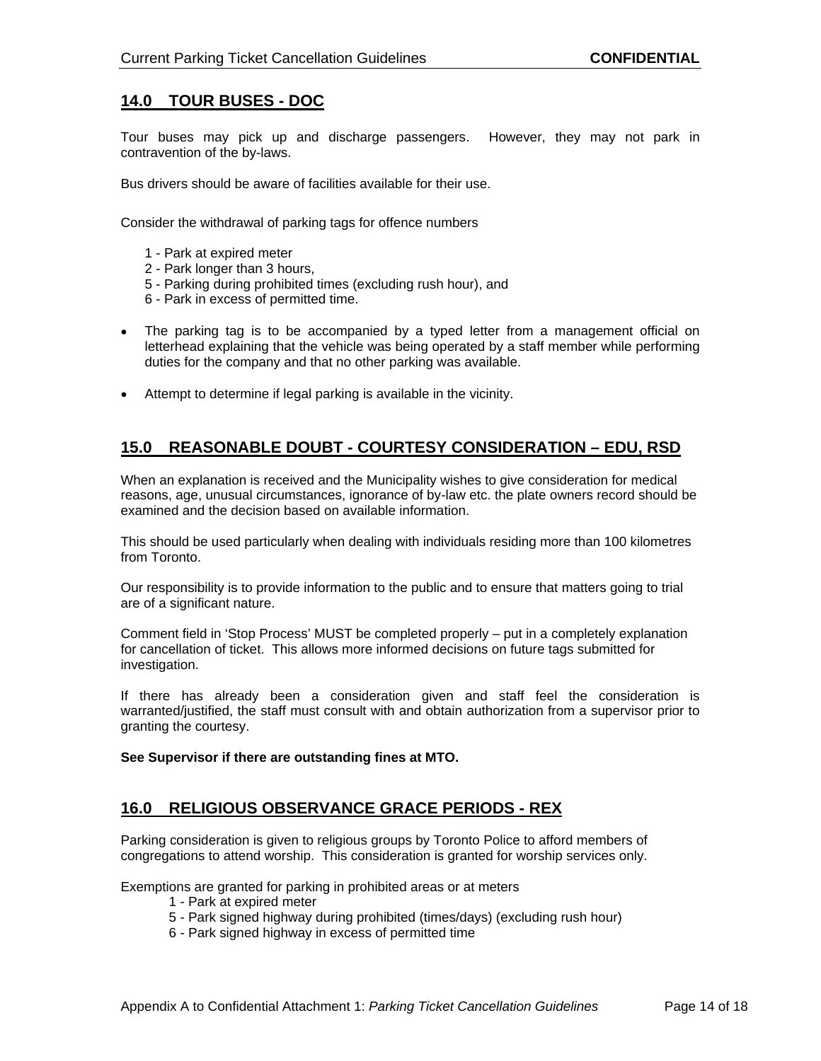## 14.0 TOUR BUSES - DOC

Tour buses may pick up and discharge passengers. However, they may not park in contravention of the by-laws.

Bus drivers should be aware of facilities available for their use.

Consider the withdrawal of parking tags for offence numbers

- 1 - Park at expired meter
- 2 - Park longer than 3 hours,
- 5 - Parking during prohibited times (excluding rush hour), and
- 6 - Park in excess of permitted time.

- The parking tag is to be accompanied by a typed letter from a management official on letterhead explaining that the vehicle was being operated by a staff member while performing duties for the company and that no other parking was available.
- Attempt to determine if legal parking is available in the vicinity.

## 15.0 REASONABLE DOUBT - COURTESY CONSIDERATION – EDU, RSD

When an explanation is received and the Municipality wishes to give consideration for medical reasons, age, unusual circumstances, ignorance of by-law etc. the plate owners record should be examined and the decision based on available information.

This should be used particularly when dealing with individuals residing more than 100 kilometres from Toronto.

Our responsibility is to provide information to the public and to ensure that matters going to trial are of a significant nature.

Comment field in 'Stop Process' MUST be completed properly – put in a completely explanation for cancellation of ticket. This allows more informed decisions on future tags submitted for investigation.

If there has already been a consideration given and staff feel the consideration is warranted/justified, the staff must consult with and obtain authorization from a supervisor prior to granting the courtesy.

**See Supervisor if there are outstanding fines at MTO.**

## 16.0 RELIGIOUS OBSERVANCE GRACE PERIODS - REX

Parking consideration is given to religious groups by Toronto Police to afford members of congregations to attend worship. This consideration is granted for worship services only.

Exemptions are granted for parking in prohibited areas or at meters

- 1 - Park at expired meter
- 5 - Park signed highway during prohibited (times/days) (excluding rush hour)
- 6 - Park signed highway in excess of permitted time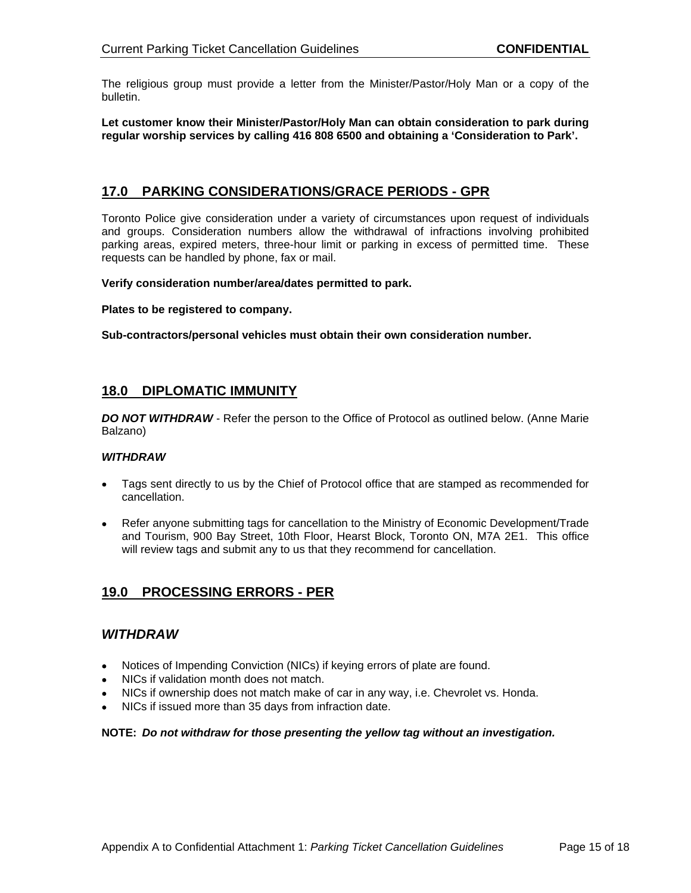The religious group must provide a letter from the Minister/Pastor/Holy Man or a copy of the bulletin.

**Let customer know their Minister/Pastor/Holy Man can obtain consideration to park during regular worship services by calling 416 808 6500 and obtaining a 'Consideration to Park'.**

## 17.0 PARKING CONSIDERATIONS/GRACE PERIODS - GPR

Toronto Police give consideration under a variety of circumstances upon request of individuals and groups. Consideration numbers allow the withdrawal of infractions involving prohibited parking areas, expired meters, three-hour limit or parking in excess of permitted time. These requests can be handled by phone, fax or mail.

**Verify consideration number/area/dates permitted to park.**

**Plates to be registered to company.**

**Sub-contractors/personal vehicles must obtain their own consideration number.**

## 18.0 DIPLOMATIC IMMUNITY

***DO NOT WITHDRAW*** - Refer the person to the Office of Protocol as outlined below. (Anne Marie Balzano)

***WITHDRAW***

- Tags sent directly to us by the Chief of Protocol office that are stamped as recommended for cancellation.
- Refer anyone submitting tags for cancellation to the Ministry of Economic Development/Trade and Tourism, 900 Bay Street, 10th Floor, Hearst Block, Toronto ON, M7A 2E1. This office will review tags and submit any to us that they recommend for cancellation.

## 19.0 PROCESSING ERRORS - PER

### *WITHDRAW*

- Notices of Impending Conviction (NICs) if keying errors of plate are found.
- NICs if validation month does not match.
- NICs if ownership does not match make of car in any way, i.e. Chevrolet vs. Honda.
- NICs if issued more than 35 days from infraction date.

**NOTE:** ***Do not withdraw for those presenting the yellow tag without an investigation.***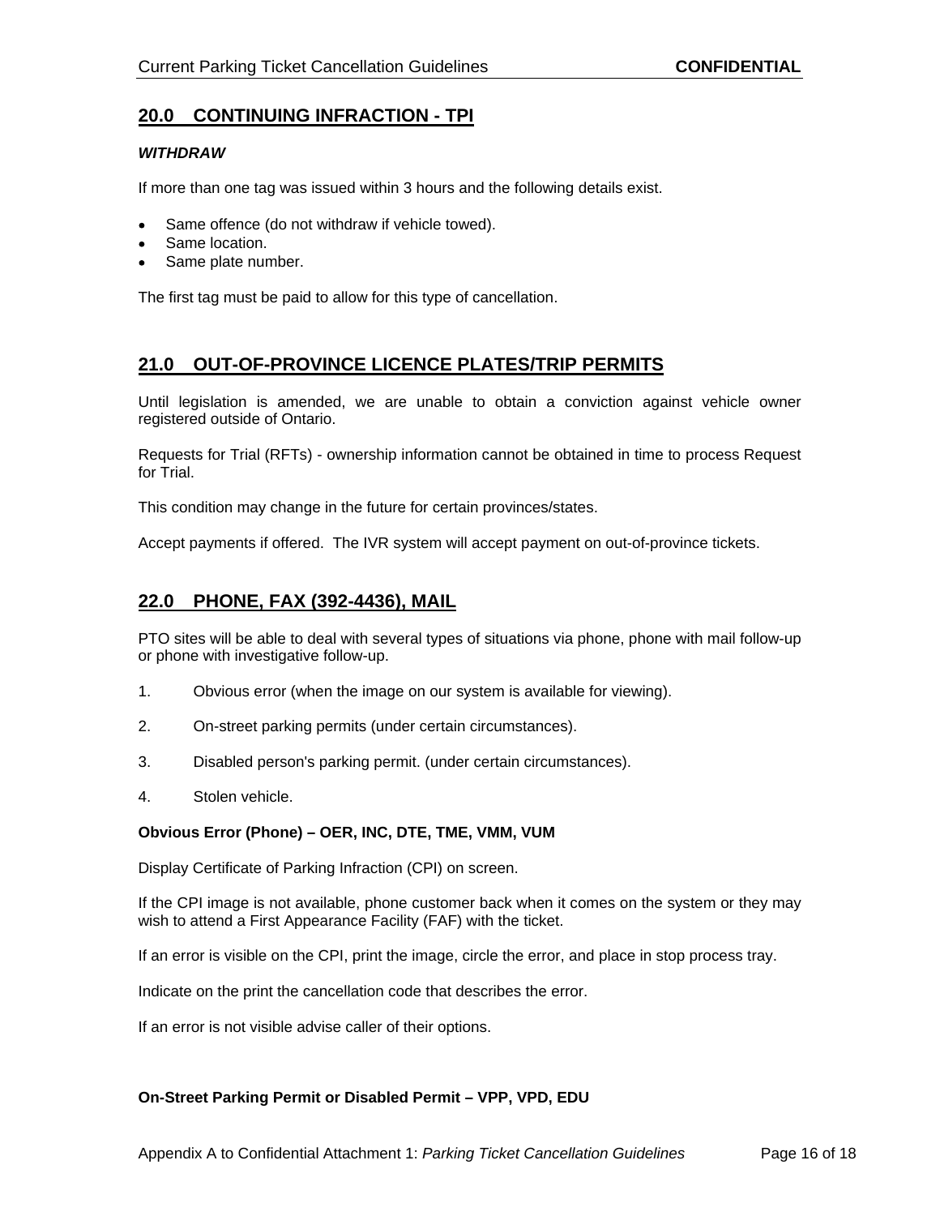## 20.0 CONTINUING INFRACTION - TPI

***WITHDRAW***

If more than one tag was issued within 3 hours and the following details exist.

- Same offence (do not withdraw if vehicle towed).
- Same location.
- Same plate number.

The first tag must be paid to allow for this type of cancellation.

## 21.0 OUT-OF-PROVINCE LICENCE PLATES/TRIP PERMITS

Until legislation is amended, we are unable to obtain a conviction against vehicle owner registered outside of Ontario.

Requests for Trial (RFTs) - ownership information cannot be obtained in time to process Request for Trial.

This condition may change in the future for certain provinces/states.

Accept payments if offered. The IVR system will accept payment on out-of-province tickets.

## 22.0 PHONE, FAX (392-4436), MAIL

PTO sites will be able to deal with several types of situations via phone, phone with mail follow-up or phone with investigative follow-up.

1. Obvious error (when the image on our system is available for viewing).

2. On-street parking permits (under certain circumstances).

3. Disabled person's parking permit. (under certain circumstances).

4. Stolen vehicle.

**Obvious Error (Phone) – OER, INC, DTE, TME, VMM, VUM**

Display Certificate of Parking Infraction (CPI) on screen.

If the CPI image is not available, phone customer back when it comes on the system or they may wish to attend a First Appearance Facility (FAF) with the ticket.

If an error is visible on the CPI, print the image, circle the error, and place in stop process tray.

Indicate on the print the cancellation code that describes the error.

If an error is not visible advise caller of their options.

**On-Street Parking Permit or Disabled Permit – VPP, VPD, EDU**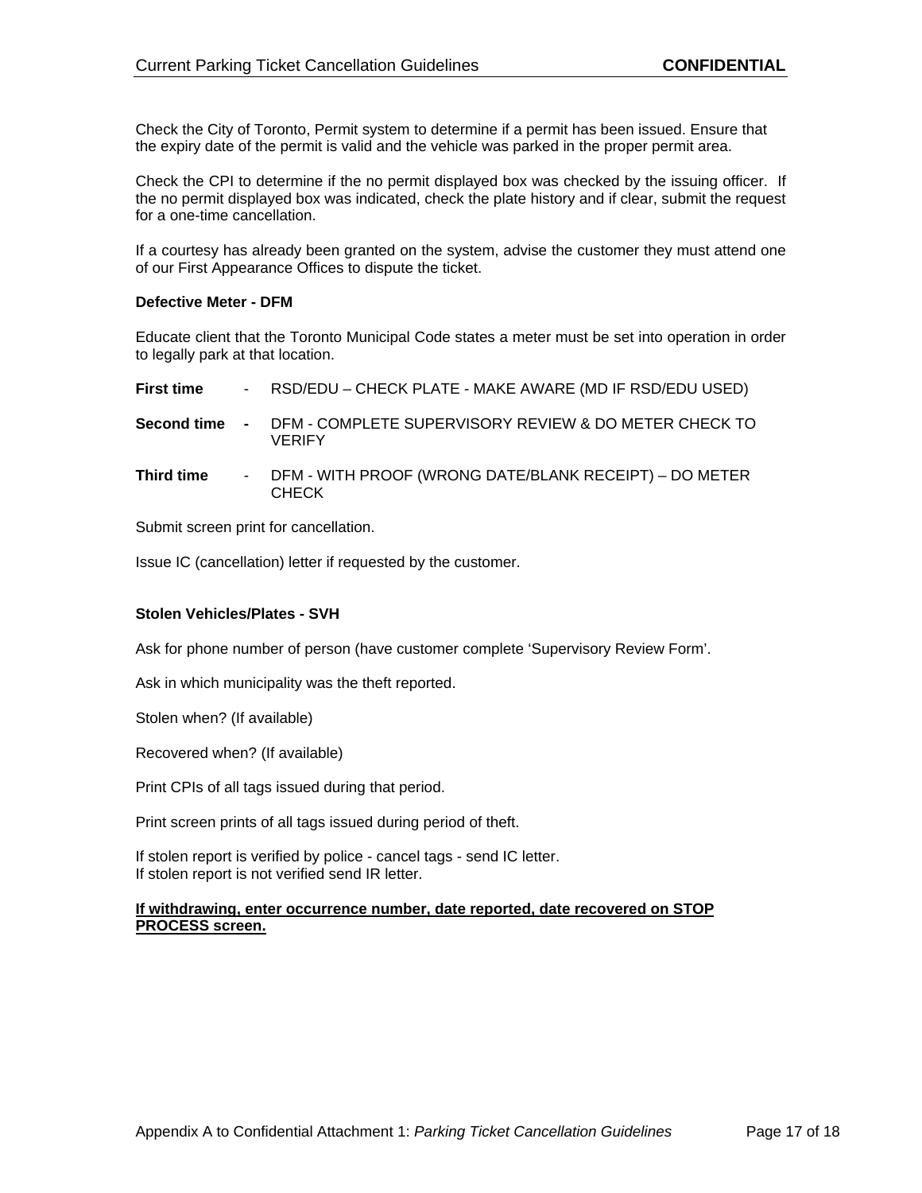Check the City of Toronto, Permit system to determine if a permit has been issued. Ensure that the expiry date of the permit is valid and the vehicle was parked in the proper permit area.

Check the CPI to determine if the no permit displayed box was checked by the issuing officer. If the no permit displayed box was indicated, check the plate history and if clear, submit the request for a one-time cancellation.

If a courtesy has already been granted on the system, advise the customer they must attend one of our First Appearance Offices to dispute the ticket.

**Defective Meter - DFM**

Educate client that the Toronto Municipal Code states a meter must be set into operation in order to legally park at that location.

**First time** - RSD/EDU – CHECK PLATE - MAKE AWARE (MD IF RSD/EDU USED)

**Second time** - DFM - COMPLETE SUPERVISORY REVIEW & DO METER CHECK TO VERIFY

**Third time** - DFM - WITH PROOF (WRONG DATE/BLANK RECEIPT) – DO METER CHECK

Submit screen print for cancellation.

Issue IC (cancellation) letter if requested by the customer.

**Stolen Vehicles/Plates - SVH**

Ask for phone number of person (have customer complete 'Supervisory Review Form'.

Ask in which municipality was the theft reported.

Stolen when? (If available)

Recovered when? (If available)

Print CPIs of all tags issued during that period.

Print screen prints of all tags issued during period of theft.

If stolen report is verified by police - cancel tags - send IC letter.
If stolen report is not verified send IR letter.

**<u>If withdrawing, enter occurrence number, date reported, date recovered on STOP PROCESS screen.</u>**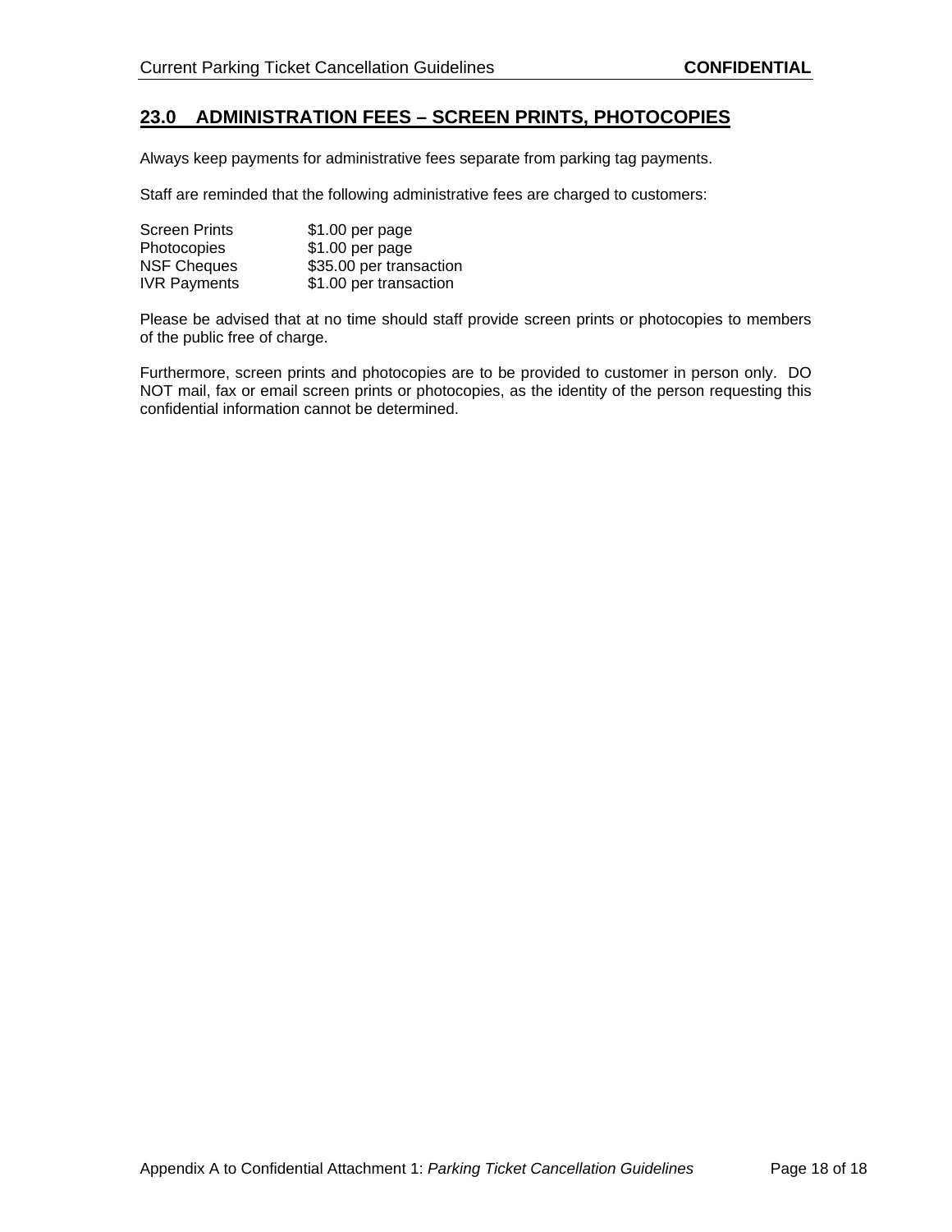## 23.0 ADMINISTRATION FEES – SCREEN PRINTS, PHOTOCOPIES

Always keep payments for administrative fees separate from parking tag payments.

Staff are reminded that the following administrative fees are charged to customers:

| | |
|---|---|
| Screen Prints | $1.00 per page |
| Photocopies | $1.00 per page |
| NSF Cheques | $35.00 per transaction |
| IVR Payments | $1.00 per transaction |

Please be advised that at no time should staff provide screen prints or photocopies to members of the public free of charge.

Furthermore, screen prints and photocopies are to be provided to customer in person only. DO NOT mail, fax or email screen prints or photocopies, as the identity of the person requesting this confidential information cannot be determined.